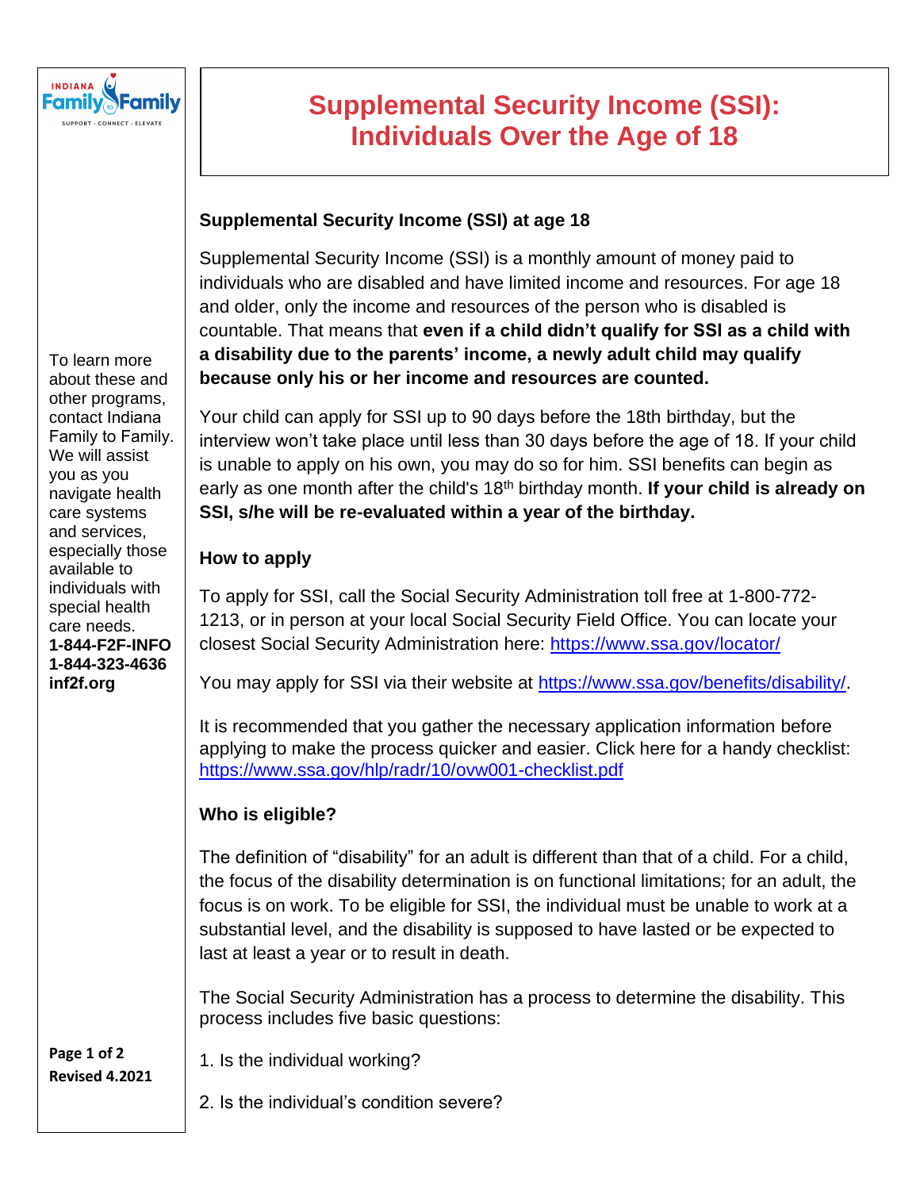# Supplemental Security Income (SSI): Individuals Over the Age of 18

## Supplemental Security Income (SSI) at age 18

Supplemental Security Income (SSI) is a monthly amount of money paid to individuals who are disabled and have limited income and resources. For age 18 and older, only the income and resources of the person who is disabled is countable. That means that **even if a child didn't qualify for SSI as a child with a disability due to the parents' income, a newly adult child may qualify because only his or her income and resources are counted.**

Your child can apply for SSI up to 90 days before the 18th birthday, but the interview won't take place until less than 30 days before the age of 18. If your child is unable to apply on his own, you may do so for him. SSI benefits can begin as early as one month after the child's 18th birthday month. **If your child is already on SSI, s/he will be re-evaluated within a year of the birthday.**

## How to apply

To apply for SSI, call the Social Security Administration toll free at 1-800-772-1213, or in person at your local Social Security Field Office. You can locate your closest Social Security Administration here: https://www.ssa.gov/locator/

You may apply for SSI via their website at https://www.ssa.gov/benefits/disability/.

It is recommended that you gather the necessary application information before applying to make the process quicker and easier. Click here for a handy checklist: https://www.ssa.gov/hlp/radr/10/ovw001-checklist.pdf

## Who is eligible?

The definition of "disability" for an adult is different than that of a child. For a child, the focus of the disability determination is on functional limitations; for an adult, the focus is on work. To be eligible for SSI, the individual must be unable to work at a substantial level, and the disability is supposed to have lasted or be expected to last at least a year or to result in death.

The Social Security Administration has a process to determine the disability. This process includes five basic questions:

1. Is the individual working?

2. Is the individual's condition severe?

To learn more about these and other programs, contact Indiana Family to Family. We will assist you as you navigate health care systems and services, especially those available to individuals with special health care needs.
**1-844-F2F-INFO**
**1-844-323-4636**
**inf2f.org**

**Revised 4.2021**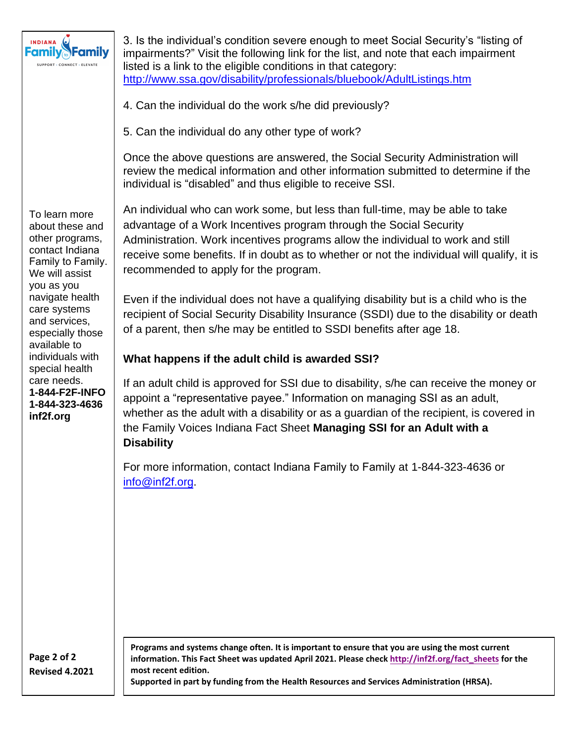3. Is the individual's condition severe enough to meet Social Security's "listing of impairments?" Visit the following link for the list, and note that each impairment listed is a link to the eligible conditions in that category: http://www.ssa.gov/disability/professionals/bluebook/AdultListings.htm

4. Can the individual do the work s/he did previously?

5. Can the individual do any other type of work?

Once the above questions are answered, the Social Security Administration will review the medical information and other information submitted to determine if the individual is "disabled" and thus eligible to receive SSI.

An individual who can work some, but less than full-time, may be able to take advantage of a Work Incentives program through the Social Security Administration. Work incentives programs allow the individual to work and still receive some benefits. If in doubt as to whether or not the individual will qualify, it is recommended to apply for the program.

Even if the individual does not have a qualifying disability but is a child who is the recipient of Social Security Disability Insurance (SSDI) due to the disability or death of a parent, then s/he may be entitled to SSDI benefits after age 18.

**What happens if the adult child is awarded SSI?**

If an adult child is approved for SSI due to disability, s/he can receive the money or appoint a "representative payee." Information on managing SSI as an adult, whether as the adult with a disability or as a guardian of the recipient, is covered in the Family Voices Indiana Fact Sheet **Managing SSI for an Adult with a Disability**

For more information, contact Indiana Family to Family at 1-844-323-4636 or info@inf2f.org.

To learn more about these and other programs, contact Indiana Family to Family. We will assist you as you navigate health care systems and services, especially those available to individuals with special health care needs.
**1-844-F2F-INFO**
**1-844-323-4636**
**inf2f.org**

**Revised 4.2021**

**Programs and systems change often. It is important to ensure that you are using the most current information. This Fact Sheet was updated April 2021. Please check http://inf2f.org/fact_sheets for the most recent edition.**
**Supported in part by funding from the Health Resources and Services Administration (HRSA).**